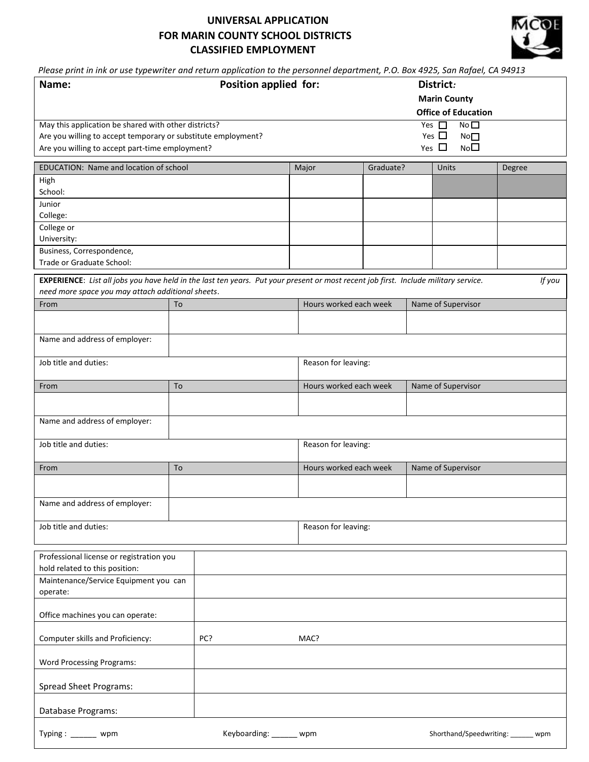# UNIVERSAL APPLICATION
# FOR MARIN COUNTY SCHOOL DISTRICTS
# CLASSIFIED EMPLOYMENT

*Please print in ink or use typewriter and return application to the personnel department, P.O. Box 4925, San Rafael, CA 94913*

| **Name:** | **Position applied for:** | **District:** **Marin County Office of Education** |
|---|---|---|

| | |
|---|---|
| May this application be shared with other districts? | Yes ☐ No ☐ |
| Are you willing to accept temporary or substitute employment? | Yes ☐ No ☐ |
| Are you willing to accept part-time employment? | Yes ☐ No ☐ |

| EDUCATION: Name and location of school | Major | Graduate? | Units | Degree |
|---|---|---|---|---|
| High School: | | | | |
| Junior College: | | | | |
| College or University: | | | | |
| Business, Correspondence, Trade or Graduate School: | | | | |

**EXPERIENCE**: *List all jobs you have held in the last ten years. Put your present or most recent job first. Include military service. If you need more space you may attach additional sheets*.

| From | To | Hours worked each week | Name of Supervisor |
|---|---|---|---|
| | | | |
| Name and address of employer: | | | |
| Job title and duties: | | Reason for leaving: | |

| From | To | Hours worked each week | Name of Supervisor |
|---|---|---|---|
| | | | |
| Name and address of employer: | | | |
| Job title and duties: | | Reason for leaving: | |

| From | To | Hours worked each week | Name of Supervisor |
|---|---|---|---|
| | | | |
| Name and address of employer: | | | |
| Job title and duties: | | Reason for leaving: | |

| | | |
|---|---|---|
| Professional license or registration you hold related to this position: | | |
| Maintenance/Service Equipment you can operate: | | |
| Office machines you can operate: | | |
| Computer skills and Proficiency: | PC? | MAC? |
| Word Processing Programs: | | |
| Spread Sheet Programs: | | |
| Database Programs: | | |

Typing : ______ wpm    Keyboarding: ______ wpm    Shorthand/Speedwriting: ______ wpm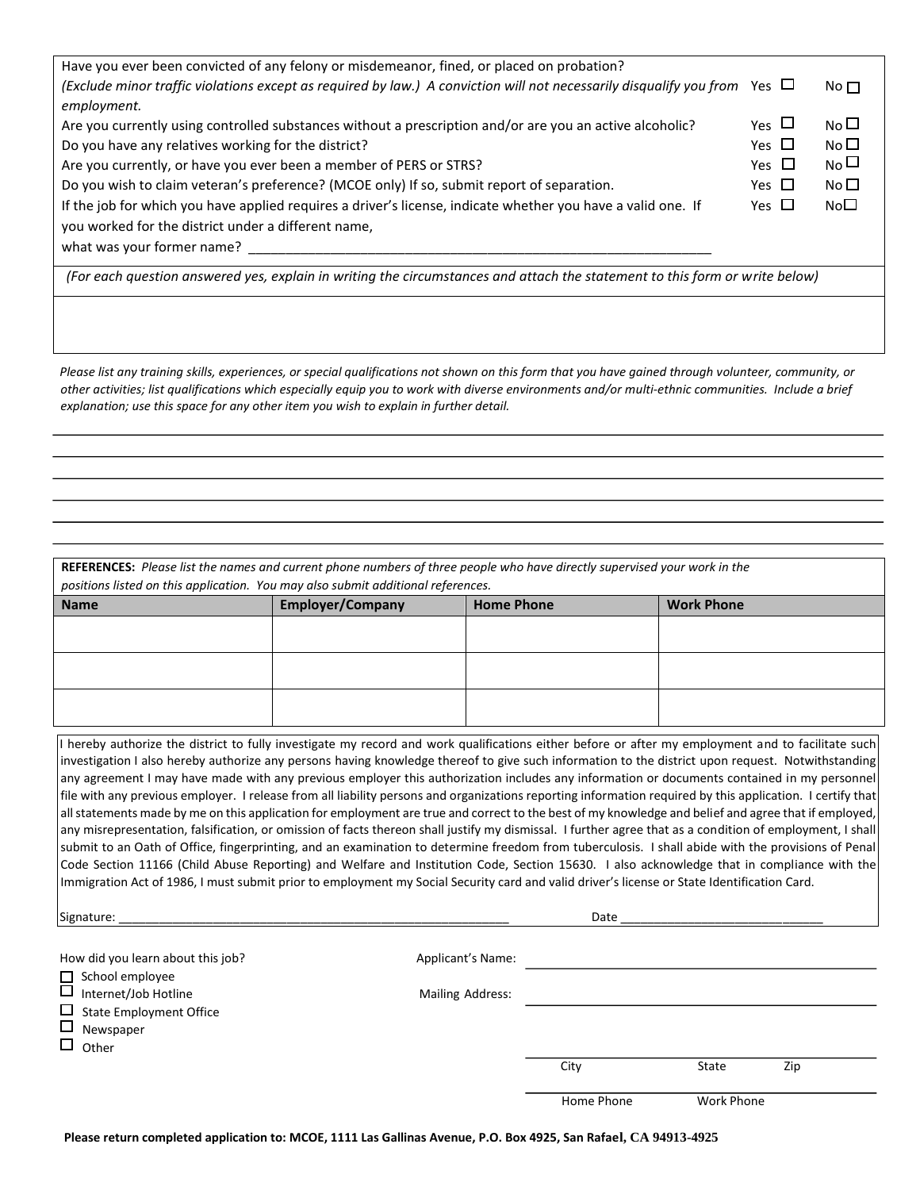| | | |
|---|---|---|
| Have you ever been convicted of any felony or misdemeanor, fined, or placed on probation? *(Exclude minor traffic violations except as required by law.) A conversion will not necessarily disqualify you from employment.* | Yes ☐ | No ☐ |
| Are you currently using controlled substances without a prescription and/or are you an active alcoholic? | Yes ☐ | No ☐ |
| Do you have any relatives working for the district? | Yes ☐ | No ☐ |
| Are you currently, or have you ever been a member of PERS or STRS? | Yes ☐ | No ☐ |
| Do you wish to claim veteran's preference? (MCOE only) If so, submit report of separation. | Yes ☐ | No ☐ |
| If the job for which you have applied requires a driver's license, indicate whether you have a valid one. If you worked for the district under a different name, what was your former name? ____________________ | Yes ☐ | No ☐ |

*(For each question answered yes, explain in writing the circumstances and attach the statement to this form or write below)*

*Please list any training skills, experiences, or special qualifications not shown on this form that you have gained through volunteer, community, or other activities; list qualifications which especially equip you to work with diverse environments and/or multi-ethnic communities. Include a brief explanation; use this space for any other item you wish to explain in further detail.*

______________________________________________

______________________________________________

______________________________________________

______________________________________________

______________________________________________

______________________________________________

**REFERENCES:** *Please list the names and current phone numbers of three people who have directly supervised your work in the positions listed on this application. You may also submit additional references.*

| Name | Employer/Company | Home Phone | Work Phone |
|---|---|---|---|
| | | | |
| | | | |
| | | | |

I hereby authorize the district to fully investigate my record and work qualifications either before or after my employment and to facilitate such investigation I also hereby authorize any persons having knowledge thereof to give such information to the district upon request. Notwithstanding any agreement I may have made with any previous employer this authorization includes any information or documents contained in my personnel file with any previous employer. I release from all liability persons and organizations reporting information required by this application. I certify that all statements made by me on this application for employment are true and correct to the best of my knowledge and belief and agree that if employed, any misrepresentation, falsification, or omission of facts thereon shall justify my dismissal. I further agree that as a condition of employment, I shall submit to an Oath of Office, fingerprinting, and an examination to determine freedom from tuberculosis. I shall abide with the provisions of Penal Code Section 11166 (Child Abuse Reporting) and Welfare and Institution Code, Section 15630. I also acknowledge that in compliance with the Immigration Act of 1986, I must submit prior to employment my Social Security card and valid driver's license or State Identification Card.

Signature: ______________________________ Date ______________________

How did you learn about this job?

- ☐ School employee
- ☐ Internet/Job Hotline
- ☐ State Employment Office
- ☐ Newspaper
- ☐ Other

Applicant's Name: ______________________________

Mailing Address: ______________________________

______________________________

City State Zip

______________________________

Home Phone Work Phone

**Please return completed application to: MCOE, 1111 Las Gallinas Avenue, P.O. Box 4925, San Rafael, CA 94913-4925**